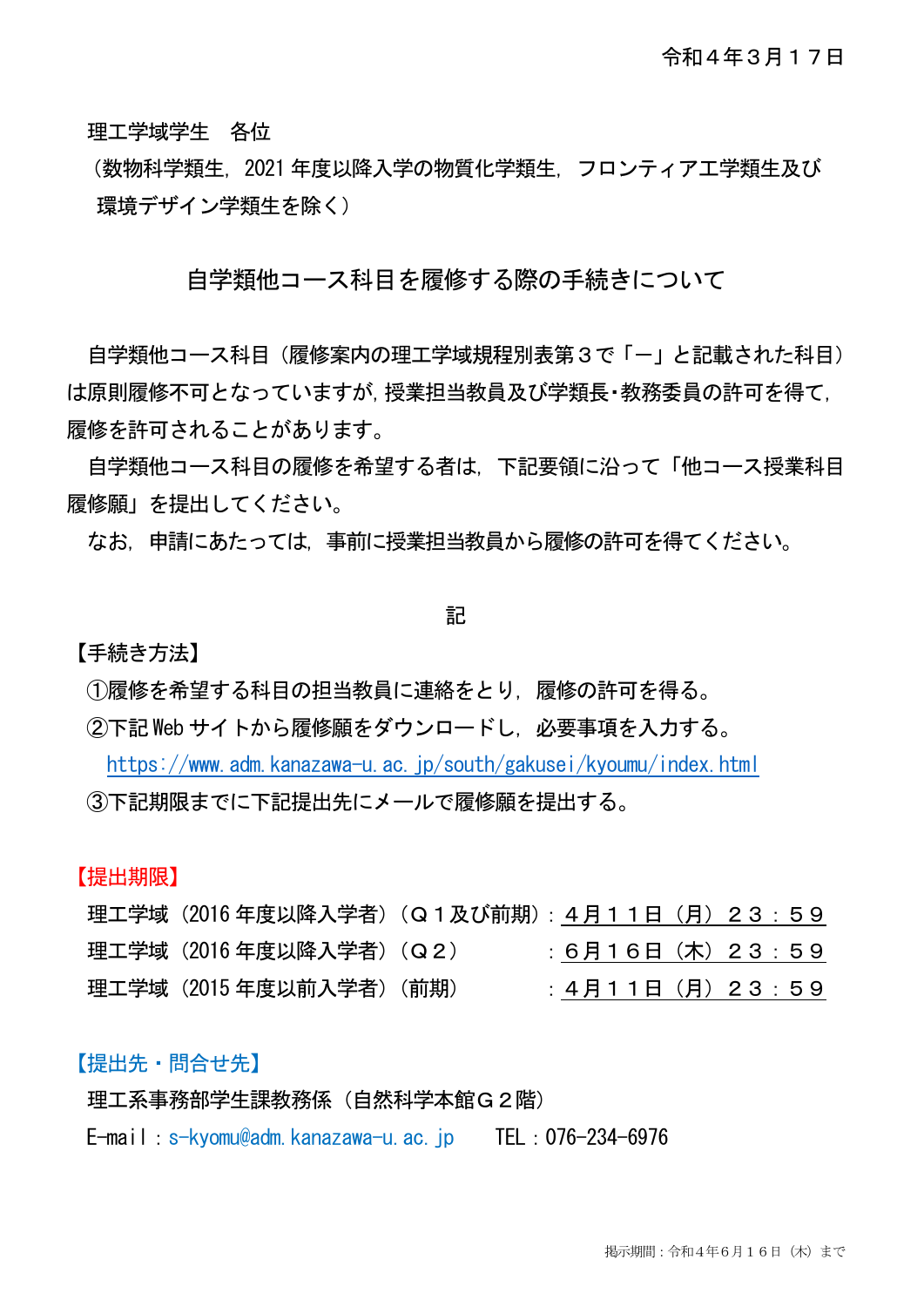令和４年３月１７日

理工学域学生　各位

（数物科学類生，2021 年度以降入学の物質化学類生，フロンティア工学類生及び環境デザイン学類生を除く）

## 自学類他コース科目を履修する際の手続きについて

自学類他コース科目（履修案内の理工学域規程別表第３で「－」と記載された科目）は原則履修不可となっていますが，授業担当教員及び学類長･教務委員の許可を得て，履修を許可されることがあります。

自学類他コース科目の履修を希望する者は，下記要領に沿って「他コース授業科目履修願」を提出してください。

なお，申請にあたっては，事前に授業担当教員から履修の許可を得てください。

記

【手続き方法】

①履修を希望する科目の担当教員に連絡をとり，履修の許可を得る。

②下記 Web サイトから履修願をダウンロードし，必要事項を入力する。

https://www.adm.kanazawa-u.ac.jp/south/gakusei/kyoumu/index.html

③下記期限までに下記提出先にメールで履修願を提出する。

【提出期限】

理工学域（2016 年度以降入学者）（Ｑ１及び前期）：４月１１日（月）２３：５９

理工学域（2016 年度以降入学者）（Ｑ２）：６月１６日（木）２３：５９

理工学域（2015 年度以前入学者）（前期）：４月１１日（月）２３：５９

【提出先・問合せ先】

理工系事務部学生課教務係（自然科学本館Ｇ２階）

E-mail：s-kyomu@adm.kanazawa-u.ac.jp　　TEL：076-234-6976

掲示期間：令和４年６月１６日（木）まで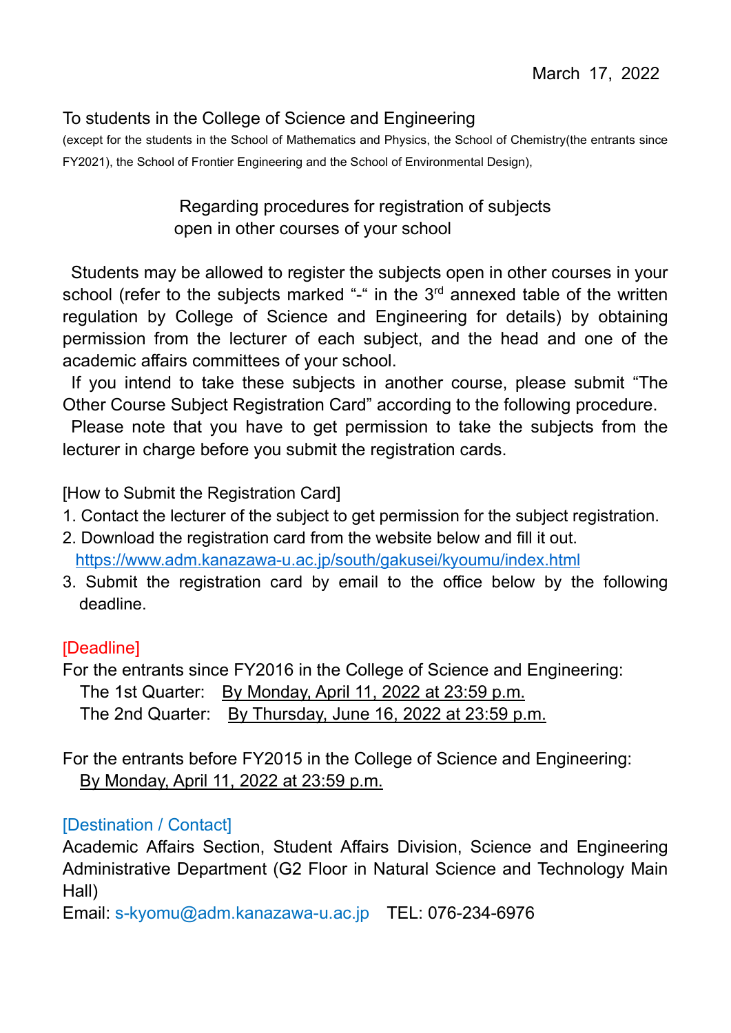March 17, 2022

To students in the College of Science and Engineering

(except for the students in the School of Mathematics and Physics, the School of Chemistry(the entrants since FY2021), the School of Frontier Engineering and the School of Environmental Design),

## Regarding procedures for registration of subjects open in other courses of your school

Students may be allowed to register the subjects open in other courses in your school (refer to the subjects marked "-" in the 3rd annexed table of the written regulation by College of Science and Engineering for details) by obtaining permission from the lecturer of each subject, and the head and one of the academic affairs committees of your school.

If you intend to take these subjects in another course, please submit "The Other Course Subject Registration Card" according to the following procedure.

Please note that you have to get permission to take the subjects from the lecturer in charge before you submit the registration cards.

[How to Submit the Registration Card]

1. Contact the lecturer of the subject to get permission for the subject registration.
2. Download the registration card from the website below and fill it out.
   https://www.adm.kanazawa-u.ac.jp/south/gakusei/kyoumu/index.html
3. Submit the registration card by email to the office below by the following deadline.

[Deadline]

For the entrants since FY2016 in the College of Science and Engineering:

The 1st Quarter: By Monday, April 11, 2022 at 23:59 p.m.

The 2nd Quarter: By Thursday, June 16, 2022 at 23:59 p.m.

For the entrants before FY2015 in the College of Science and Engineering:

By Monday, April 11, 2022 at 23:59 p.m.

[Destination / Contact]

Academic Affairs Section, Student Affairs Division, Science and Engineering Administrative Department (G2 Floor in Natural Science and Technology Main Hall)

Email: s-kyomu@adm.kanazawa-u.ac.jp TEL: 076-234-6976